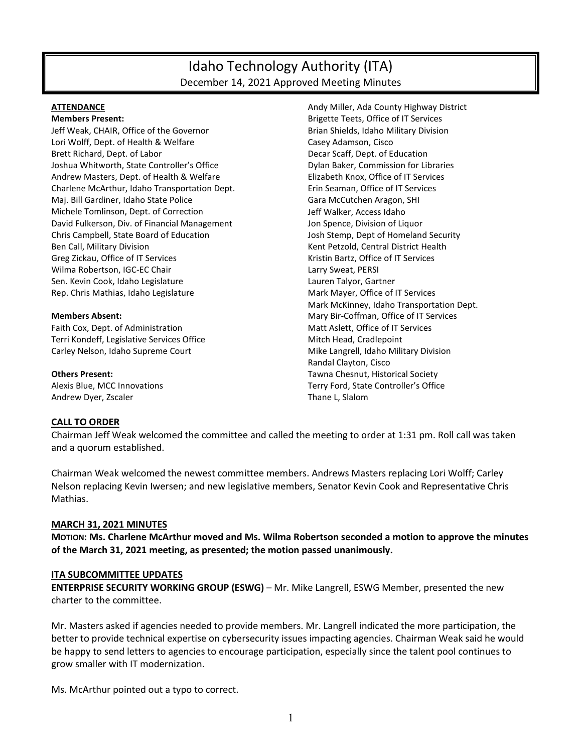# Idaho Technology Authority (ITA)

December 14, 2021 Approved Meeting Minutes

**ATTENDANCE**

**Members Present:**

Jeff Weak, CHAIR, Office of the Governor
Lori Wolff, Dept. of Health & Welfare
Brett Richard, Dept. of Labor
Joshua Whitworth, State Controller's Office
Andrew Masters, Dept. of Health & Welfare
Charlene McArthur, Idaho Transportation Dept.
Maj. Bill Gardiner, Idaho State Police
Michele Tomlinson, Dept. of Correction
David Fulkerson, Div. of Financial Management
Chris Campbell, State Board of Education
Ben Call, Military Division
Greg Zickau, Office of IT Services
Wilma Robertson, IGC-EC Chair
Sen. Kevin Cook, Idaho Legislature
Rep. Chris Mathias, Idaho Legislature

**Members Absent:**

Faith Cox, Dept. of Administration
Terri Kondeff, Legislative Services Office
Carley Nelson, Idaho Supreme Court

**Others Present:**

Alexis Blue, MCC Innovations
Andrew Dyer, Zscaler
Andy Miller, Ada County Highway District
Brigette Teets, Office of IT Services
Brian Shields, Idaho Military Division
Casey Adamson, Cisco
Decar Scaff, Dept. of Education
Dylan Baker, Commission for Libraries
Elizabeth Knox, Office of IT Services
Erin Seaman, Office of IT Services
Gara McCutchen Aragon, SHI
Jeff Walker, Access Idaho
Jon Spence, Division of Liquor
Josh Stemp, Dept of Homeland Security
Kent Petzold, Central District Health
Kristin Bartz, Office of IT Services
Larry Sweat, PERSI
Lauren Talyor, Gartner
Mark Mayer, Office of IT Services
Mark McKinney, Idaho Transportation Dept.
Mary Bir-Coffman, Office of IT Services
Matt Aslett, Office of IT Services
Mitch Head, Cradlepoint
Mike Langrell, Idaho Military Division
Randal Clayton, Cisco
Tawna Chesnut, Historical Society
Terry Ford, State Controller's Office
Thane L, Slalom

**CALL TO ORDER**

Chairman Jeff Weak welcomed the committee and called the meeting to order at 1:31 pm. Roll call was taken and a quorum established.

Chairman Weak welcomed the newest committee members. Andrews Masters replacing Lori Wolff; Carley Nelson replacing Kevin Iwersen; and new legislative members, Senator Kevin Cook and Representative Chris Mathias.

**MARCH 31, 2021 MINUTES**

**MOTION: Ms. Charlene McArthur moved and Ms. Wilma Robertson seconded a motion to approve the minutes of the March 31, 2021 meeting, as presented; the motion passed unanimously.**

**ITA SUBCOMMITTEE UPDATES**

**ENTERPRISE SECURITY WORKING GROUP (ESWG)** – Mr. Mike Langrell, ESWG Member, presented the new charter to the committee.

Mr. Masters asked if agencies needed to provide members. Mr. Langrell indicated the more participation, the better to provide technical expertise on cybersecurity issues impacting agencies. Chairman Weak said he would be happy to send letters to agencies to encourage participation, especially since the talent pool continues to grow smaller with IT modernization.

Ms. McArthur pointed out a typo to correct.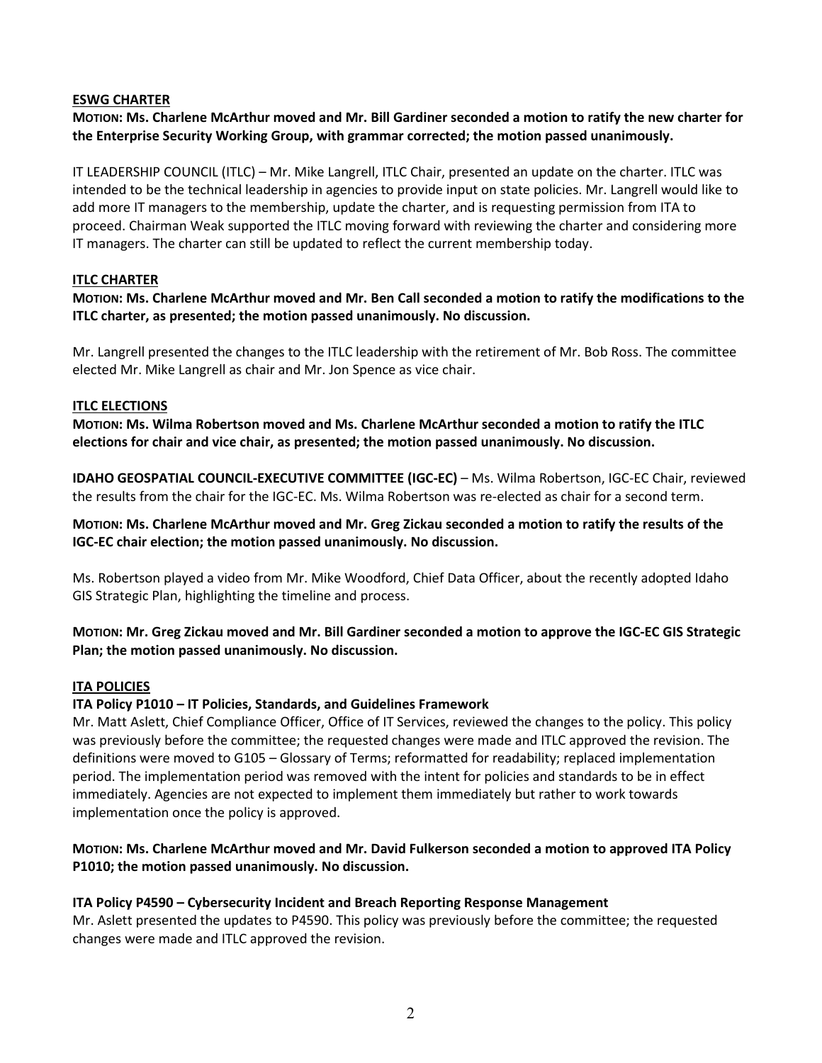**ESWG CHARTER**

**MOTION: Ms. Charlene McArthur moved and Mr. Bill Gardiner seconded a motion to ratify the new charter for the Enterprise Security Working Group, with grammar corrected; the motion passed unanimously.**

IT LEADERSHIP COUNCIL (ITLC) – Mr. Mike Langrell, ITLC Chair, presented an update on the charter. ITLC was intended to be the technical leadership in agencies to provide input on state policies. Mr. Langrell would like to add more IT managers to the membership, update the charter, and is requesting permission from ITA to proceed. Chairman Weak supported the ITLC moving forward with reviewing the charter and considering more IT managers. The charter can still be updated to reflect the current membership today.

**ITLC CHARTER**

**MOTION: Ms. Charlene McArthur moved and Mr. Ben Call seconded a motion to ratify the modifications to the ITLC charter, as presented; the motion passed unanimously. No discussion.**

Mr. Langrell presented the changes to the ITLC leadership with the retirement of Mr. Bob Ross. The committee elected Mr. Mike Langrell as chair and Mr. Jon Spence as vice chair.

**ITLC ELECTIONS**

**MOTION: Ms. Wilma Robertson moved and Ms. Charlene McArthur seconded a motion to ratify the ITLC elections for chair and vice chair, as presented; the motion passed unanimously. No discussion.**

**IDAHO GEOSPATIAL COUNCIL-EXECUTIVE COMMITTEE (IGC-EC)** – Ms. Wilma Robertson, IGC-EC Chair, reviewed the results from the chair for the IGC-EC. Ms. Wilma Robertson was re-elected as chair for a second term.

**MOTION: Ms. Charlene McArthur moved and Mr. Greg Zickau seconded a motion to ratify the results of the IGC-EC chair election; the motion passed unanimously. No discussion.**

Ms. Robertson played a video from Mr. Mike Woodford, Chief Data Officer, about the recently adopted Idaho GIS Strategic Plan, highlighting the timeline and process.

**MOTION: Mr. Greg Zickau moved and Mr. Bill Gardiner seconded a motion to approve the IGC-EC GIS Strategic Plan; the motion passed unanimously. No discussion.**

**ITA POLICIES**

**ITA Policy P1010 – IT Policies, Standards, and Guidelines Framework**

Mr. Matt Aslett, Chief Compliance Officer, Office of IT Services, reviewed the changes to the policy. This policy was previously before the committee; the requested changes were made and ITLC approved the revision. The definitions were moved to G105 – Glossary of Terms; reformatted for readability; replaced implementation period. The implementation period was removed with the intent for policies and standards to be in effect immediately. Agencies are not expected to implement them immediately but rather to work towards implementation once the policy is approved.

**MOTION: Ms. Charlene McArthur moved and Mr. David Fulkerson seconded a motion to approved ITA Policy P1010; the motion passed unanimously. No discussion.**

**ITA Policy P4590 – Cybersecurity Incident and Breach Reporting Response Management**

Mr. Aslett presented the updates to P4590. This policy was previously before the committee; the requested changes were made and ITLC approved the revision.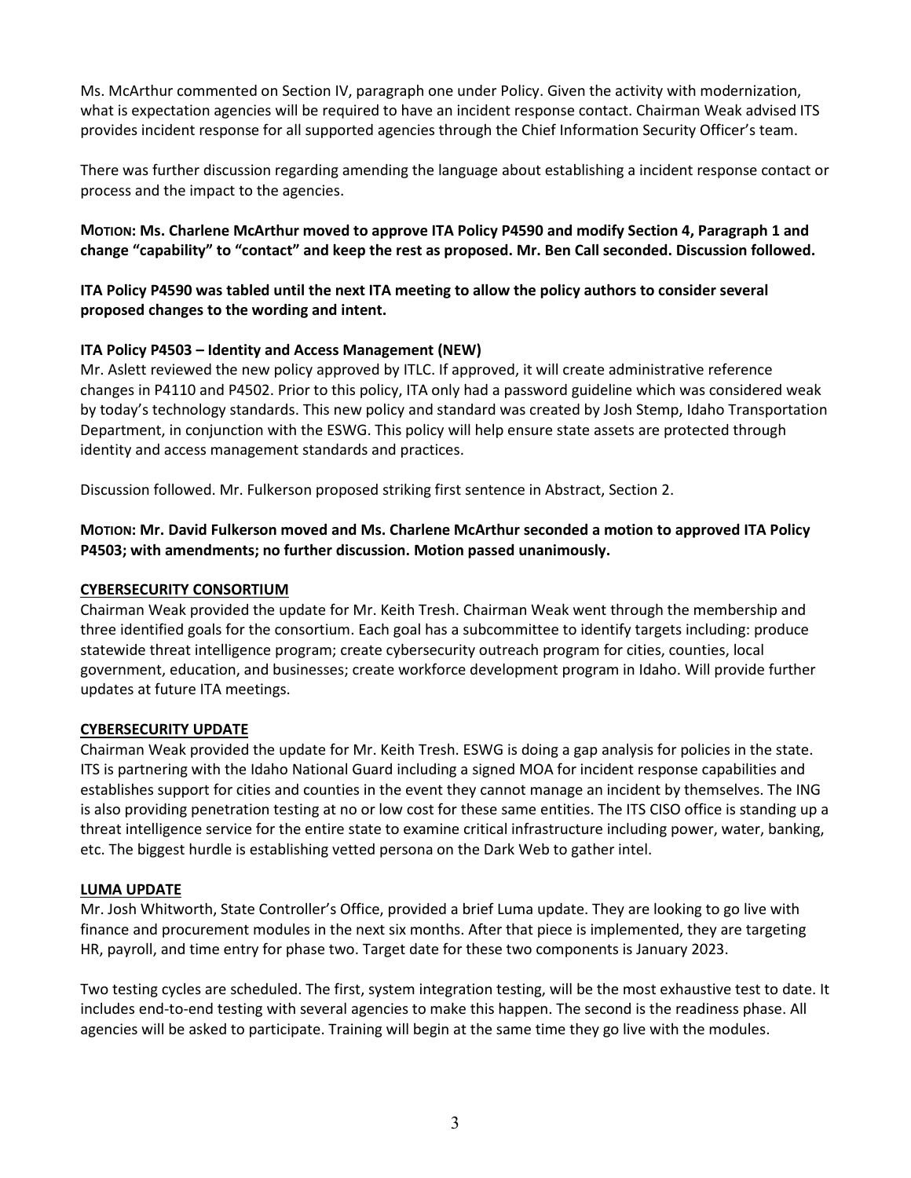Ms. McArthur commented on Section IV, paragraph one under Policy. Given the activity with modernization, what is expectation agencies will be required to have an incident response contact. Chairman Weak advised ITS provides incident response for all supported agencies through the Chief Information Security Officer's team.

There was further discussion regarding amending the language about establishing a incident response contact or process and the impact to the agencies.

**MOTION: Ms. Charlene McArthur moved to approve ITA Policy P4590 and modify Section 4, Paragraph 1 and change "capability" to "contact" and keep the rest as proposed. Mr. Ben Call seconded. Discussion followed.**

**ITA Policy P4590 was tabled until the next ITA meeting to allow the policy authors to consider several proposed changes to the wording and intent.**

**ITA Policy P4503 – Identity and Access Management (NEW)**

Mr. Aslett reviewed the new policy approved by ITLC. If approved, it will create administrative reference changes in P4110 and P4502. Prior to this policy, ITA only had a password guideline which was considered weak by today's technology standards. This new policy and standard was created by Josh Stemp, Idaho Transportation Department, in conjunction with the ESWG. This policy will help ensure state assets are protected through identity and access management standards and practices.

Discussion followed. Mr. Fulkerson proposed striking first sentence in Abstract, Section 2.

**MOTION: Mr. David Fulkerson moved and Ms. Charlene McArthur seconded a motion to approved ITA Policy P4503; with amendments; no further discussion. Motion passed unanimously.**

## CYBERSECURITY CONSORTIUM

Chairman Weak provided the update for Mr. Keith Tresh. Chairman Weak went through the membership and three identified goals for the consortium. Each goal has a subcommittee to identify targets including: produce statewide threat intelligence program; create cybersecurity outreach program for cities, counties, local government, education, and businesses; create workforce development program in Idaho. Will provide further updates at future ITA meetings.

## CYBERSECURITY UPDATE

Chairman Weak provided the update for Mr. Keith Tresh. ESWG is doing a gap analysis for policies in the state. ITS is partnering with the Idaho National Guard including a signed MOA for incident response capabilities and establishes support for cities and counties in the event they cannot manage an incident by themselves. The ING is also providing penetration testing at no or low cost for these same entities. The ITS CISO office is standing up a threat intelligence service for the entire state to examine critical infrastructure including power, water, banking, etc. The biggest hurdle is establishing vetted persona on the Dark Web to gather intel.

## LUMA UPDATE

Mr. Josh Whitworth, State Controller's Office, provided a brief Luma update. They are looking to go live with finance and procurement modules in the next six months. After that piece is implemented, they are targeting HR, payroll, and time entry for phase two. Target date for these two components is January 2023.

Two testing cycles are scheduled. The first, system integration testing, will be the most exhaustive test to date. It includes end-to-end testing with several agencies to make this happen. The second is the readiness phase. All agencies will be asked to participate. Training will begin at the same time they go live with the modules.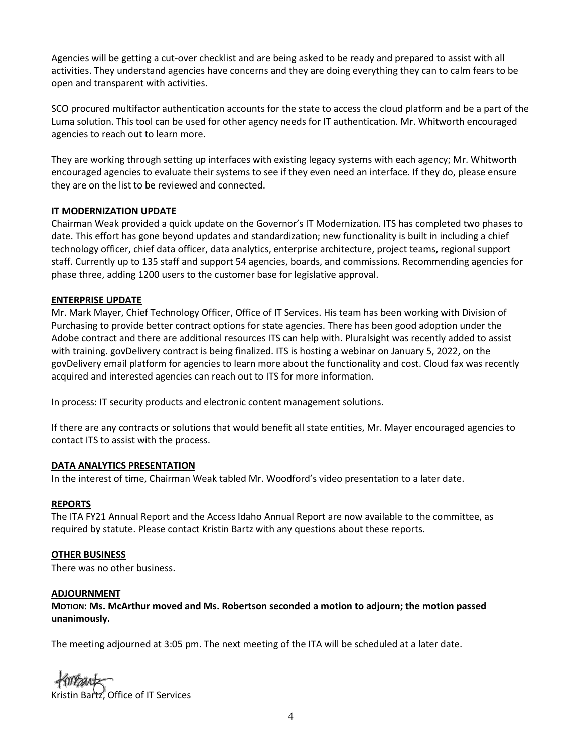Agencies will be getting a cut-over checklist and are being asked to be ready and prepared to assist with all activities. They understand agencies have concerns and they are doing everything they can to calm fears to be open and transparent with activities.

SCO procured multifactor authentication accounts for the state to access the cloud platform and be a part of the Luma solution. This tool can be used for other agency needs for IT authentication. Mr. Whitworth encouraged agencies to reach out to learn more.

They are working through setting up interfaces with existing legacy systems with each agency; Mr. Whitworth encouraged agencies to evaluate their systems to see if they even need an interface. If they do, please ensure they are on the list to be reviewed and connected.

**IT MODERNIZATION UPDATE**

Chairman Weak provided a quick update on the Governor's IT Modernization. ITS has completed two phases to date. This effort has gone beyond updates and standardization; new functionality is built in including a chief technology officer, chief data officer, data analytics, enterprise architecture, project teams, regional support staff. Currently up to 135 staff and support 54 agencies, boards, and commissions. Recommending agencies for phase three, adding 1200 users to the customer base for legislative approval.

**ENTERPRISE UPDATE**

Mr. Mark Mayer, Chief Technology Officer, Office of IT Services. His team has been working with Division of Purchasing to provide better contract options for state agencies. There has been good adoption under the Adobe contract and there are additional resources ITS can help with. Pluralsight was recently added to assist with training. govDelivery contract is being finalized. ITS is hosting a webinar on January 5, 2022, on the govDelivery email platform for agencies to learn more about the functionality and cost. Cloud fax was recently acquired and interested agencies can reach out to ITS for more information.

In process: IT security products and electronic content management solutions.

If there are any contracts or solutions that would benefit all state entities, Mr. Mayer encouraged agencies to contact ITS to assist with the process.

**DATA ANALYTICS PRESENTATION**

In the interest of time, Chairman Weak tabled Mr. Woodford's video presentation to a later date.

**REPORTS**

The ITA FY21 Annual Report and the Access Idaho Annual Report are now available to the committee, as required by statute. Please contact Kristin Bartz with any questions about these reports.

**OTHER BUSINESS**

There was no other business.

**ADJOURNMENT**

**MOTION: Ms. McArthur moved and Ms. Robertson seconded a motion to adjourn; the motion passed unanimously.**

The meeting adjourned at 3:05 pm. The next meeting of the ITA will be scheduled at a later date.

Kristin Bartz, Office of IT Services